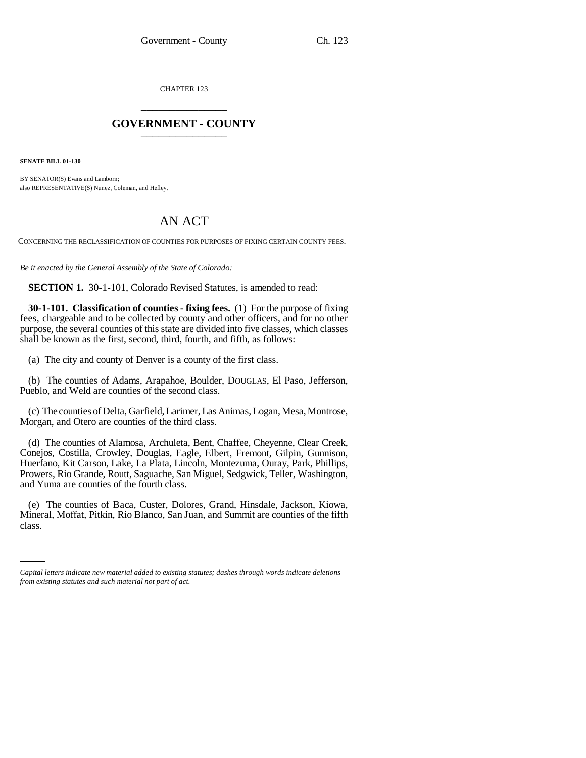CHAPTER 123

## GOVERNMENT - COUNTY

**SENATE BILL 01-130**

BY SENATOR(S) Evans and Lamborn;
also REPRESENTATIVE(S) Nunez, Coleman, and Hefley.

# AN ACT

CONCERNING THE RECLASSIFICATION OF COUNTIES FOR PURPOSES OF FIXING CERTAIN COUNTY FEES.

*Be it enacted by the General Assembly of the State of Colorado:*

**SECTION 1.** 30-1-101, Colorado Revised Statutes, is amended to read:

**30-1-101. Classification of counties - fixing fees.** (1) For the purpose of fixing fees, chargeable and to be collected by county and other officers, and for no other purpose, the several counties of this state are divided into five classes, which classes shall be known as the first, second, third, fourth, and fifth, as follows:

(a) The city and county of Denver is a county of the first class.

(b) The counties of Adams, Arapahoe, Boulder, DOUGLAS, El Paso, Jefferson, Pueblo, and Weld are counties of the second class.

(c) The counties of Delta, Garfield, Larimer, Las Animas, Logan, Mesa, Montrose, Morgan, and Otero are counties of the third class.

(d) The counties of Alamosa, Archuleta, Bent, Chaffee, Cheyenne, Clear Creek, Conejos, Costilla, Crowley, ~~Douglas,~~ Eagle, Elbert, Fremont, Gilpin, Gunnison, Huerfano, Kit Carson, Lake, La Plata, Lincoln, Montezuma, Ouray, Park, Phillips, Prowers, Rio Grande, Routt, Saguache, San Miguel, Sedgwick, Teller, Washington, and Yuma are counties of the fourth class.

(e) The counties of Baca, Custer, Dolores, Grand, Hinsdale, Jackson, Kiowa, Mineral, Moffat, Pitkin, Rio Blanco, San Juan, and Summit are counties of the fifth class.

*Capital letters indicate new material added to existing statutes; dashes through words indicate deletions from existing statutes and such material not part of act.*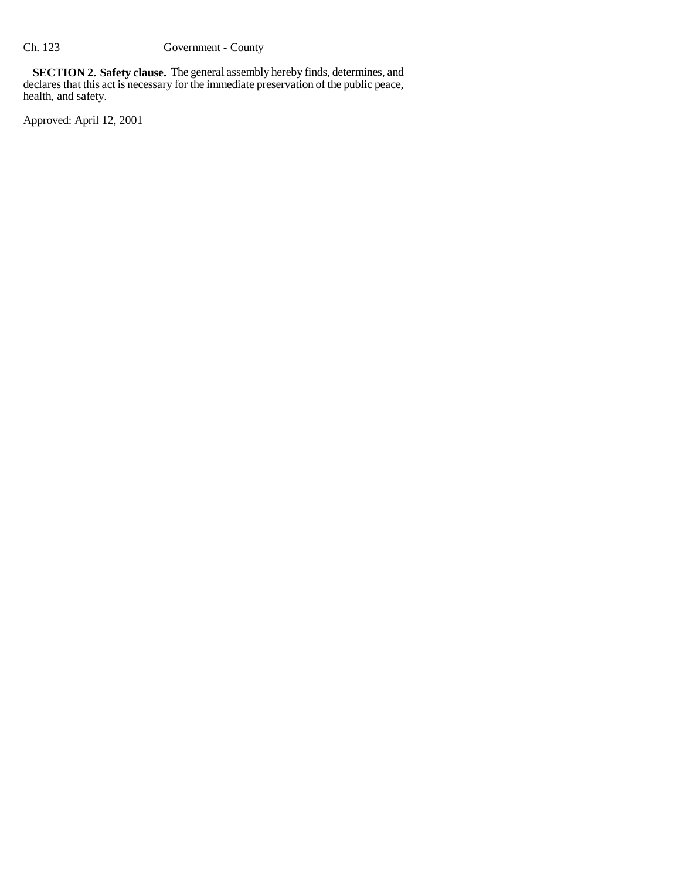**SECTION 2. Safety clause.** The general assembly hereby finds, determines, and declares that this act is necessary for the immediate preservation of the public peace, health, and safety.

Approved: April 12, 2001